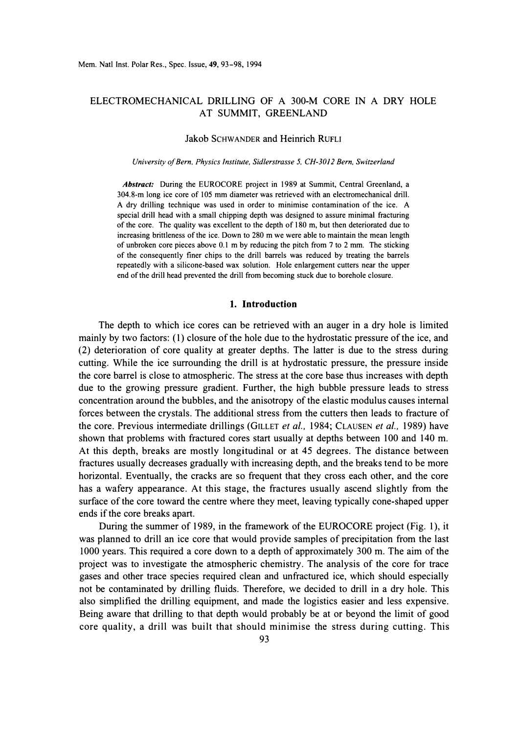# ELECTROMECHANICAL DRILLING OF A 300-M CORE IN A DRY HOLE AT SUMMIT, GREENLAND

Jakob SCHWANDER and Heinrich RUFLI

*University of Bern, Physics Institute, Sidlerstrasse 5, CH-3012 Bern, Switzerland*

***Abstract:*** During the EUROCORE project in 1989 at Summit, Central Greenland, a 304.8-m long ice core of 105 mm diameter was retrieved with an electromechanical drill. A dry drilling technique was used in order to minimise contamination of the ice. A special drill head with a small chipping depth was designed to assure minimal fracturing of the core. The quality was excellent to the depth of 180 m, but then deteriorated due to increasing brittleness of the ice. Down to 280 m we were able to maintain the mean length of unbroken core pieces above 0.1 m by reducing the pitch from 7 to 2 mm. The sticking of the consequently finer chips to the drill barrels was reduced by treating the barrels repeatedly with a silicone-based wax solution. Hole enlargement cutters near the upper end of the drill head prevented the drill from becoming stuck due to borehole closure.

## 1. Introduction

The depth to which ice cores can be retrieved with an auger in a dry hole is limited mainly by two factors: (1) closure of the hole due to the hydrostatic pressure of the ice, and (2) deterioration of core quality at greater depths. The latter is due to the stress during cutting. While the ice surrounding the drill is at hydrostatic pressure, the pressure inside the core barrel is close to atmospheric. The stress at the core base thus increases with depth due to the growing pressure gradient. Further, the high bubble pressure leads to stress concentration around the bubbles, and the anisotropy of the elastic modulus causes internal forces between the crystals. The additional stress from the cutters then leads to fracture of the core. Previous intermediate drillings (GILLET *et al.*, 1984; CLAUSEN *et al.*, 1989) have shown that problems with fractured cores start usually at depths between 100 and 140 m. At this depth, breaks are mostly longitudinal or at 45 degrees. The distance between fractures usually decreases gradually with increasing depth, and the breaks tend to be more horizontal. Eventually, the cracks are so frequent that they cross each other, and the core has a wafery appearance. At this stage, the fractures usually ascend slightly from the surface of the core toward the centre where they meet, leaving typically cone-shaped upper ends if the core breaks apart.

During the summer of 1989, in the framework of the EUROCORE project (Fig. 1), it was planned to drill an ice core that would provide samples of precipitation from the last 1000 years. This required a core down to a depth of approximately 300 m. The aim of the project was to investigate the atmospheric chemistry. The analysis of the core for trace gases and other trace species required clean and unfractured ice, which should especially not be contaminated by drilling fluids. Therefore, we decided to drill in a dry hole. This also simplified the drilling equipment, and made the logistics easier and less expensive. Being aware that drilling to that depth would probably be at or beyond the limit of good core quality, a drill was built that should minimise the stress during cutting. This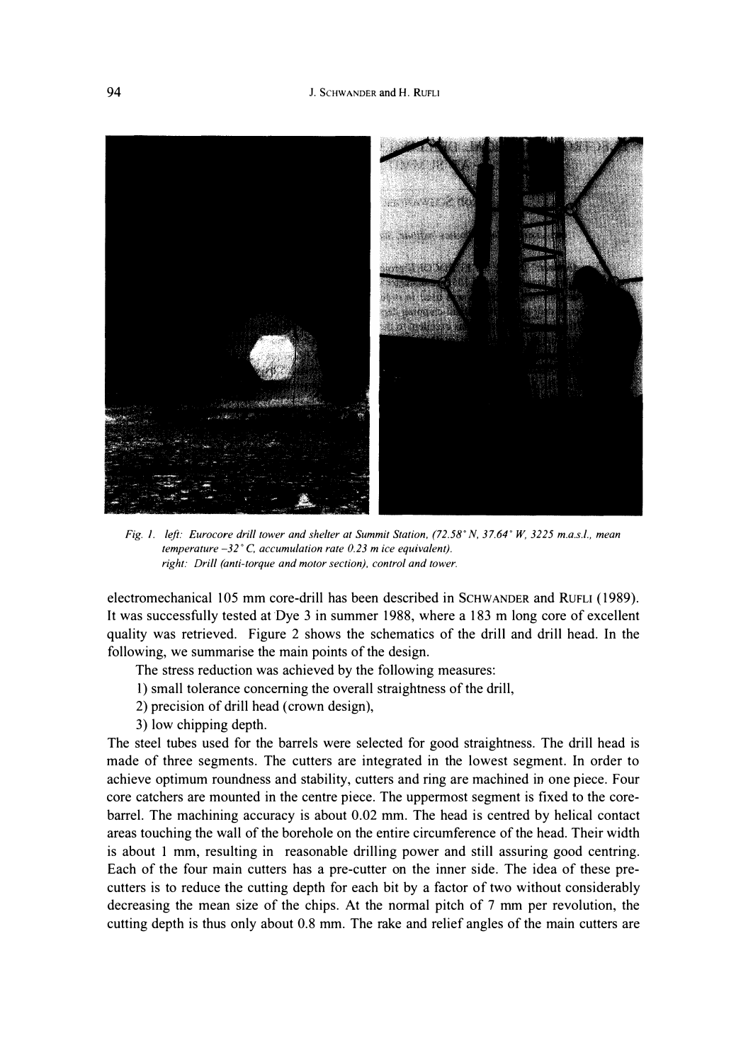*Fig. 1. left: Eurocore drill tower and shelter at Summit Station, (72.58° N, 37.64° W, 3225 m.a.s.l., mean temperature −32° C, accumulation rate 0.23 m ice equivalent).*
*right: Drill (anti-torque and motor section), control and tower.*

electromechanical 105 mm core-drill has been described in SCHWANDER and RUFLI (1989). It was successfully tested at Dye 3 in summer 1988, where a 183 m long core of excellent quality was retrieved. Figure 2 shows the schematics of the drill and drill head. In the following, we summarise the main points of the design.

The stress reduction was achieved by the following measures:

1) small tolerance concerning the overall straightness of the drill,
2) precision of drill head (crown design),
3) low chipping depth.

The steel tubes used for the barrels were selected for good straightness. The drill head is made of three segments. The cutters are integrated in the lowest segment. In order to achieve optimum roundness and stability, cutters and ring are machined in one piece. Four core catchers are mounted in the centre piece. The uppermost segment is fixed to the core-barrel. The machining accuracy is about 0.02 mm. The head is centred by helical contact areas touching the wall of the borehole on the entire circumference of the head. Their width is about 1 mm, resulting in reasonable drilling power and still assuring good centring. Each of the four main cutters has a pre-cutter on the inner side. The idea of these pre-cutters is to reduce the cutting depth for each bit by a factor of two without considerably decreasing the mean size of the chips. At the normal pitch of 7 mm per revolution, the cutting depth is thus only about 0.8 mm. The rake and relief angles of the main cutters are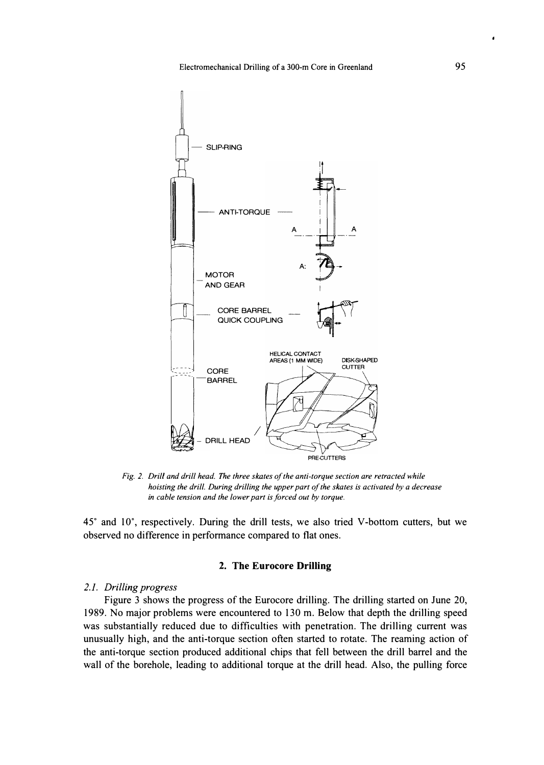SLIP-RING

ANTI-TORQUE

A A

A:

MOTOR AND GEAR

CORE BARREL QUICK COUPLING

HELICAL CONTACT AREAS (1 MM WIDE)

DISK-SHAPED CUTTER

CORE BARREL

DRILL HEAD

PRE-CUTTERS

*Fig. 2. Drill and drill head. The three skates of the anti-torque section are retracted while hoisting the drill. During drilling the upper part of the skates is activated by a decrease in cable tension and the lower part is forced out by torque.*

45° and 10°, respectively. During the drill tests, we also tried V-bottom cutters, but we observed no difference in performance compared to flat ones.

## 2. The Eurocore Drilling

### 2.1. Drilling progress

Figure 3 shows the progress of the Eurocore drilling. The drilling started on June 20, 1989. No major problems were encountered to 130 m. Below that depth the drilling speed was substantially reduced due to difficulties with penetration. The drilling current was unusually high, and the anti-torque section often started to rotate. The reaming action of the anti-torque section produced additional chips that fell between the drill barrel and the wall of the borehole, leading to additional torque at the drill head. Also, the pulling force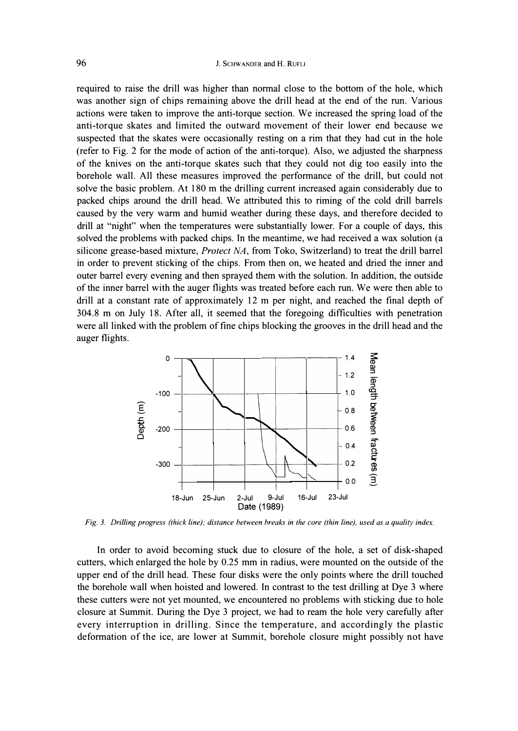required to raise the drill was higher than normal close to the bottom of the hole, which was another sign of chips remaining above the drill head at the end of the run. Various actions were taken to improve the anti-torque section. We increased the spring load of the anti-torque skates and limited the outward movement of their lower end because we suspected that the skates were occasionally resting on a rim that they had cut in the hole (refer to Fig. 2 for the mode of action of the anti-torque). Also, we adjusted the sharpness of the knives on the anti-torque skates such that they could not dig too easily into the borehole wall. All these measures improved the performance of the drill, but could not solve the basic problem. At 180 m the drilling current increased again considerably due to packed chips around the drill head. We attributed this to riming of the cold drill barrels caused by the very warm and humid weather during these days, and therefore decided to drill at "night" when the temperatures were substantially lower. For a couple of days, this solved the problems with packed chips. In the meantime, we had received a wax solution (a silicone grease-based mixture, *Protect NA*, from Toko, Switzerland) to treat the drill barrel in order to prevent sticking of the chips. From then on, we heated and dried the inner and outer barrel every evening and then sprayed them with the solution. In addition, the outside of the inner barrel with the auger flights was treated before each run. We were then able to drill at a constant rate of approximately 12 m per night, and reached the final depth of 304.8 m on July 18. After all, it seemed that the foregoing difficulties with penetration were all linked with the problem of fine chips blocking the grooves in the drill head and the auger flights.

Depth (m)
0
-100
-200
-300
Mean length between fractures (m)
1.4
1.2
1.0
0.8
0.6
0.4
0.2
0.0
18-Jun 25-Jun 2-Jul 9-Jul 16-Jul 23-Jul
Date (1989)

*Fig. 3. Drilling progress (thick line); distance between breaks in the core (thin line), used as a quality index.*

In order to avoid becoming stuck due to closure of the hole, a set of disk-shaped cutters, which enlarged the hole by 0.25 mm in radius, were mounted on the outside of the upper end of the drill head. These four disks were the only points where the drill touched the borehole wall when hoisted and lowered. In contrast to the test drilling at Dye 3 where these cutters were not yet mounted, we encountered no problems with sticking due to hole closure at Summit. During the Dye 3 project, we had to ream the hole very carefully after every interruption in drilling. Since the temperature, and accordingly the plastic deformation of the ice, are lower at Summit, borehole closure might possibly not have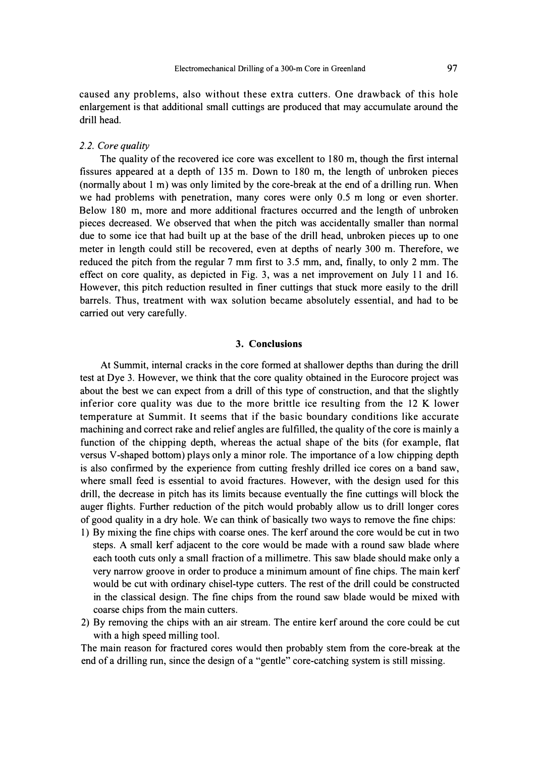caused any problems, also without these extra cutters. One drawback of this hole enlargement is that additional small cuttings are produced that may accumulate around the drill head.

### *2.2. Core quality*

The quality of the recovered ice core was excellent to 180 m, though the first internal fissures appeared at a depth of 135 m. Down to 180 m, the length of unbroken pieces (normally about 1 m) was only limited by the core-break at the end of a drilling run. When we had problems with penetration, many cores were only 0.5 m long or even shorter. Below 180 m, more and more additional fractures occurred and the length of unbroken pieces decreased. We observed that when the pitch was accidentally smaller than normal due to some ice that had built up at the base of the drill head, unbroken pieces up to one meter in length could still be recovered, even at depths of nearly 300 m. Therefore, we reduced the pitch from the regular 7 mm first to 3.5 mm, and, finally, to only 2 mm. The effect on core quality, as depicted in Fig. 3, was a net improvement on July 11 and 16. However, this pitch reduction resulted in finer cuttings that stuck more easily to the drill barrels. Thus, treatment with wax solution became absolutely essential, and had to be carried out very carefully.

## 3. Conclusions

At Summit, internal cracks in the core formed at shallower depths than during the drill test at Dye 3. However, we think that the core quality obtained in the Eurocore project was about the best we can expect from a drill of this type of construction, and that the slightly inferior core quality was due to the more brittle ice resulting from the 12 K lower temperature at Summit. It seems that if the basic boundary conditions like accurate machining and correct rake and relief angles are fulfilled, the quality of the core is mainly a function of the chipping depth, whereas the actual shape of the bits (for example, flat versus V-shaped bottom) plays only a minor role. The importance of a low chipping depth is also confirmed by the experience from cutting freshly drilled ice cores on a band saw, where small feed is essential to avoid fractures. However, with the design used for this drill, the decrease in pitch has its limits because eventually the fine cuttings will block the auger flights. Further reduction of the pitch would probably allow us to drill longer cores of good quality in a dry hole. We can think of basically two ways to remove the fine chips:

1) By mixing the fine chips with coarse ones. The kerf around the core would be cut in two steps. A small kerf adjacent to the core would be made with a round saw blade where each tooth cuts only a small fraction of a millimetre. This saw blade should make only a very narrow groove in order to produce a minimum amount of fine chips. The main kerf would be cut with ordinary chisel-type cutters. The rest of the drill could be constructed in the classical design. The fine chips from the round saw blade would be mixed with coarse chips from the main cutters.
2) By removing the chips with an air stream. The entire kerf around the core could be cut with a high speed milling tool.

The main reason for fractured cores would then probably stem from the core-break at the end of a drilling run, since the design of a "gentle" core-catching system is still missing.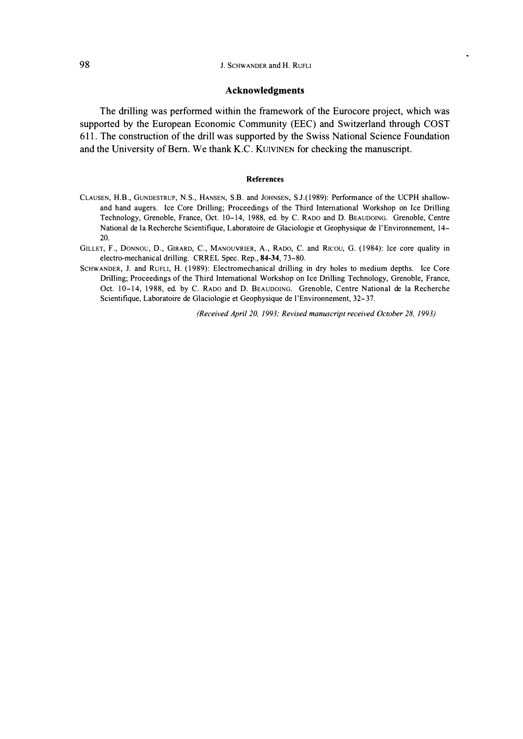## Acknowledgments

The drilling was performed within the framework of the Eurocore project, which was supported by the European Economic Community (EEC) and Switzerland through COST 611. The construction of the drill was supported by the Swiss National Science Foundation and the University of Bern. We thank K.C. KUIVINEN for checking the manuscript.

### References

CLAUSEN, H.B., GUNDESTRUP, N.S., HANSEN, S.B. and JOHNSEN, S.J.(1989): Performance of the UCPH shallow- and hand augers. Ice Core Drilling; Proceedings of the Third International Workshop on Ice Drilling Technology, Grenoble, France, Oct. 10–14, 1988, ed. by C. RADO and D. BEAUDOING. Grenoble, Centre National de la Recherche Scientifique, Laboratoire de Glaciologie et Geophysique de l'Environnement, 14–20.

GILLET, F., DONNOU, D., GIRARD, C., MANOUVRIER, A., RADO, C. and RICOU, G. (1984): Ice core quality in electro-mechanical drilling. CRREL Spec. Rep., **84-34**, 73–80.

SCHWANDER, J. and RUFLI, H. (1989): Electromechanical drilling in dry holes to medium depths. Ice Core Drilling; Proceedings of the Third International Workshop on Ice Drilling Technology, Grenoble, France, Oct. 10–14, 1988, ed. by C. RADO and D. BEAUDOING. Grenoble, Centre National de la Recherche Scientifique, Laboratoire de Glaciologie et Geophysique de l'Environnement, 32–37.

*(Received April 20, 1993; Revised manuscript received October 28, 1993)*